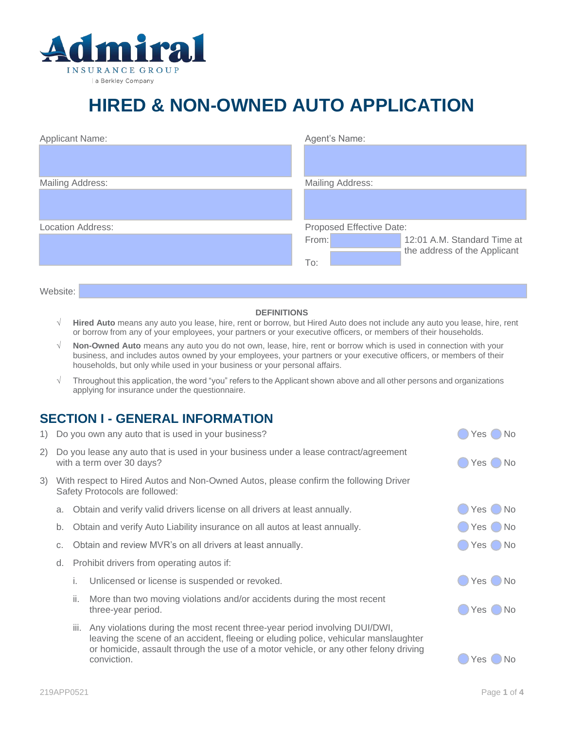Admiral
INSURANCE GROUP
a Berkley Company

# HIRED & NON-OWNED AUTO APPLICATION

| Applicant Name: | Agent's Name: |
| --- | --- |
| | |
| **Mailing Address:** | **Mailing Address:** |
| | |
| **Location Address:** | **Proposed Effective Date:** |
| | From: ______ 12:01 A.M. Standard Time at the address of the Applicant |
| | To: ______ |

Website:

**DEFINITIONS**

- √ **Hired Auto** means any auto you lease, hire, rent or borrow, but Hired Auto does not include any auto you lease, hire, rent or borrow from any of your employees, your partners or your executive officers, or members of their households.
- √ **Non-Owned Auto** means any auto you do not own, lease, hire, rent or borrow which is used in connection with your business, and includes autos owned by your employees, your partners or your executive officers, or members of their households, but only while used in your business or your personal affairs.
- √ Throughout this application, the word "you" refers to the Applicant shown above and all other persons and organizations applying for insurance under the questionnaire.

## SECTION I - GENERAL INFORMATION

1) Do you own any auto that is used in your business? ◯ Yes ◯ No

2) Do you lease any auto that is used in your business under a lease contract/agreement with a term over 30 days? ◯ Yes ◯ No

3) With respect to Hired Autos and Non-Owned Autos, please confirm the following Driver Safety Protocols are followed:

   a. Obtain and verify valid drivers license on all drivers at least annually. ◯ Yes ◯ No

   b. Obtain and verify Auto Liability insurance on all autos at least annually. ◯ Yes ◯ No

   c. Obtain and review MVR's on all drivers at least annually. ◯ Yes ◯ No

   d. Prohibit drivers from operating autos if:

      i. Unlicensed or license is suspended or revoked. ◯ Yes ◯ No

      ii. More than two moving violations and/or accidents during the most recent three-year period. ◯ Yes ◯ No

      iii. Any violations during the most recent three-year period involving DUI/DWI, leaving the scene of an accident, fleeing or eluding police, vehicular manslaughter or homicide, assault through the use of a motor vehicle, or any other felony driving conviction. ◯ Yes ◯ No

219APP0521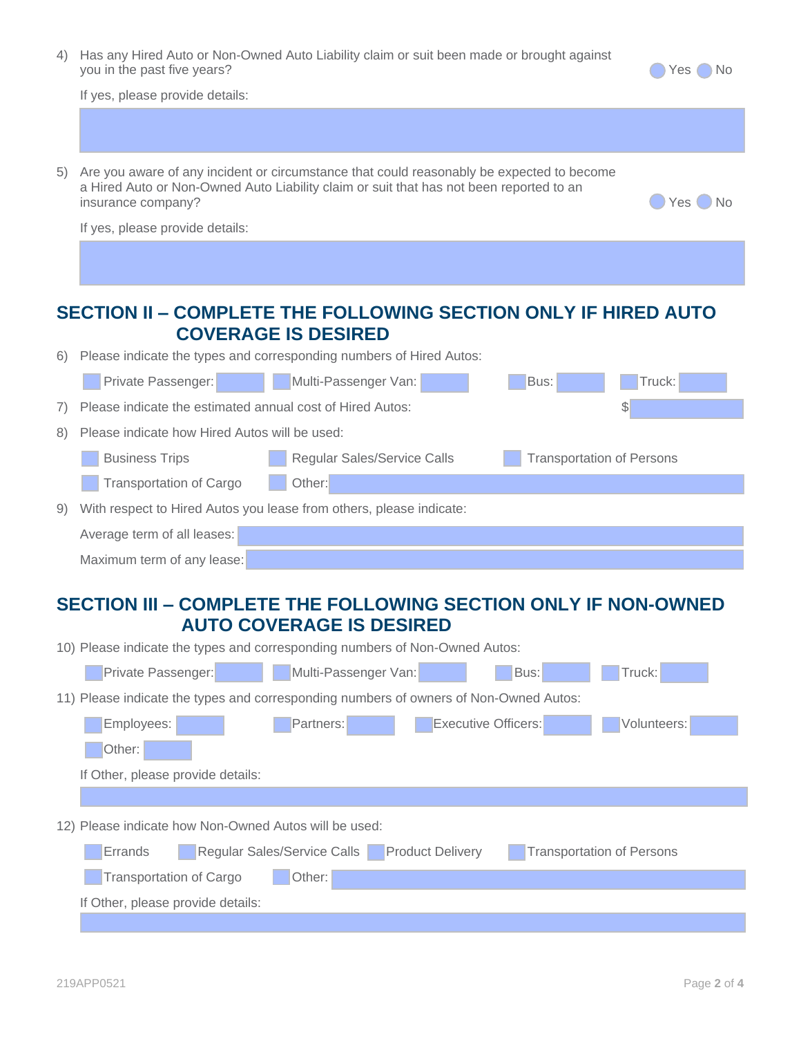4) Has any Hired Auto or Non-Owned Auto Liability claim or suit been made or brought against you in the past five years? ◯ Yes ◯ No

   If yes, please provide details:

5) Are you aware of any incident or circumstance that could reasonably be expected to become a Hired Auto or Non-Owned Auto Liability claim or suit that has not been reported to an insurance company? ◯ Yes ◯ No

   If yes, please provide details:

## SECTION II – COMPLETE THE FOLLOWING SECTION ONLY IF HIRED AUTO COVERAGE IS DESIRED

6) Please indicate the types and corresponding numbers of Hired Autos:

   ☐ Private Passenger: ☐ Multi-Passenger Van: ☐ Bus: ☐ Truck:

7) Please indicate the estimated annual cost of Hired Autos: $

8) Please indicate how Hired Autos will be used:

   ☐ Business Trips ☐ Regular Sales/Service Calls ☐ Transportation of Persons

   ☐ Transportation of Cargo ☐ Other:

9) With respect to Hired Autos you lease from others, please indicate:

   Average term of all leases:

   Maximum term of any lease:

## SECTION III – COMPLETE THE FOLLOWING SECTION ONLY IF NON-OWNED AUTO COVERAGE IS DESIRED

10) Please indicate the types and corresponding numbers of Non-Owned Autos:

    ☐ Private Passenger: ☐ Multi-Passenger Van: ☐ Bus: ☐ Truck:

11) Please indicate the types and corresponding numbers of owners of Non-Owned Autos:

    ☐ Employees: ☐ Partners: ☐ Executive Officers: ☐ Volunteers:

    ☐ Other:

    If Other, please provide details:

12) Please indicate how Non-Owned Autos will be used:

    ☐ Errands ☐ Regular Sales/Service Calls ☐ Product Delivery ☐ Transportation of Persons

    ☐ Transportation of Cargo ☐ Other:

    If Other, please provide details:

219APP0521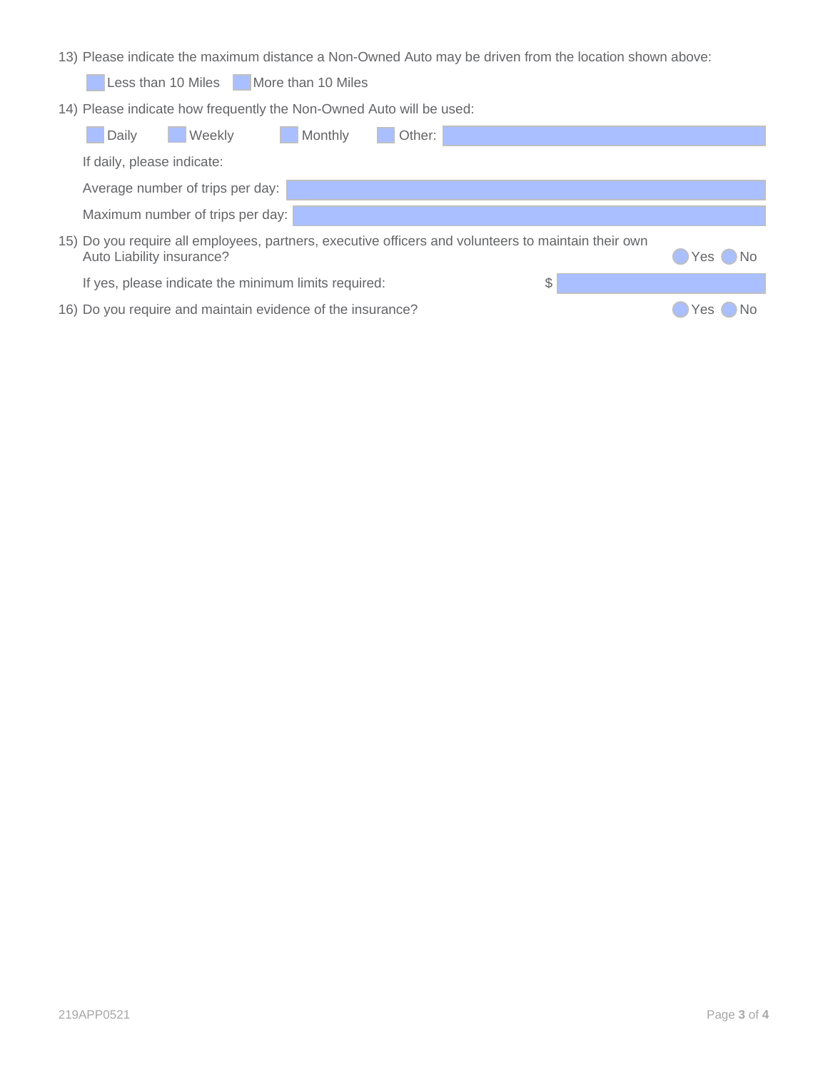13) Please indicate the maximum distance a Non-Owned Auto may be driven from the location shown above:

☐ Less than 10 Miles ☐ More than 10 Miles

14) Please indicate how frequently the Non-Owned Auto will be used:

☐ Daily ☐ Weekly ☐ Monthly ☐ Other: ____________

If daily, please indicate:

Average number of trips per day: ____________

Maximum number of trips per day: ____________

15) Do you require all employees, partners, executive officers and volunteers to maintain their own Auto Liability insurance? ○ Yes ○ No

If yes, please indicate the minimum limits required: $ ____________

16) Do you require and maintain evidence of the insurance? ○ Yes ○ No

219APP0521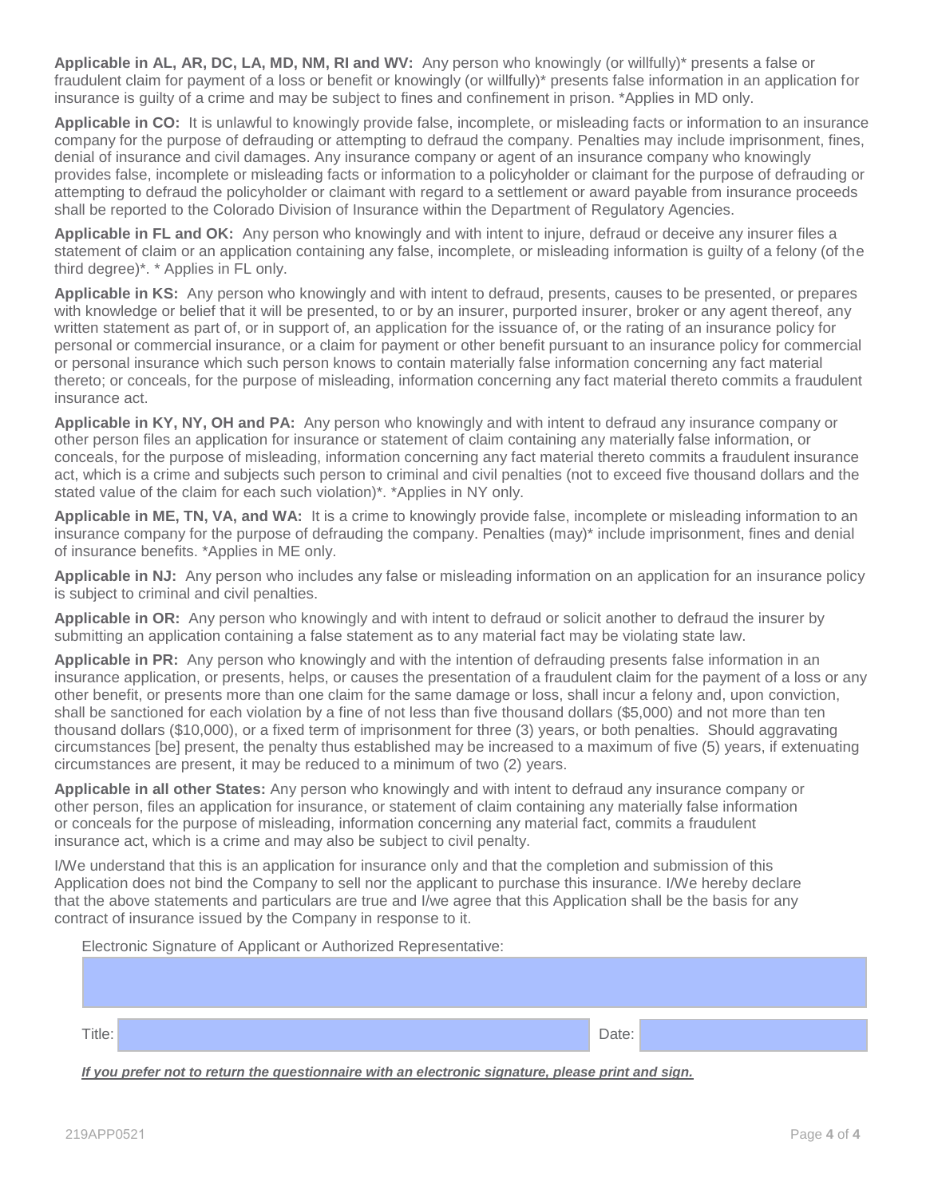**Applicable in AL, AR, DC, LA, MD, NM, RI and WV:** Any person who knowingly (or willfully)* presents a false or fraudulent claim for payment of a loss or benefit or knowingly (or willfully)* presents false information in an application for insurance is guilty of a crime and may be subject to fines and confinement in prison. *Applies in MD only.

**Applicable in CO:** It is unlawful to knowingly provide false, incomplete, or misleading facts or information to an insurance company for the purpose of defrauding or attempting to defraud the company. Penalties may include imprisonment, fines, denial of insurance and civil damages. Any insurance company or agent of an insurance company who knowingly provides false, incomplete or misleading facts or information to a policyholder or claimant for the purpose of defrauding or attempting to defraud the policyholder or claimant with regard to a settlement or award payable from insurance proceeds shall be reported to the Colorado Division of Insurance within the Department of Regulatory Agencies.

**Applicable in FL and OK:** Any person who knowingly and with intent to injure, defraud or deceive any insurer files a statement of claim or an application containing any false, incomplete, or misleading information is guilty of a felony (of the third degree)*. * Applies in FL only.

**Applicable in KS:** Any person who knowingly and with intent to defraud, presents, causes to be presented, or prepares with knowledge or belief that it will be presented, to or by an insurer, purported insurer, broker or any agent thereof, any written statement as part of, or in support of, an application for the issuance of, or the rating of an insurance policy for personal or commercial insurance, or a claim for payment or other benefit pursuant to an insurance policy for commercial or personal insurance which such person knows to contain materially false information concerning any fact material thereto; or conceals, for the purpose of misleading, information concerning any fact material thereto commits a fraudulent insurance act.

**Applicable in KY, NY, OH and PA:** Any person who knowingly and with intent to defraud any insurance company or other person files an application for insurance or statement of claim containing any materially false information, or conceals, for the purpose of misleading, information concerning any fact material thereto commits a fraudulent insurance act, which is a crime and subjects such person to criminal and civil penalties (not to exceed five thousand dollars and the stated value of the claim for each such violation)*. *Applies in NY only.

**Applicable in ME, TN, VA, and WA:** It is a crime to knowingly provide false, incomplete or misleading information to an insurance company for the purpose of defrauding the company. Penalties (may)* include imprisonment, fines and denial of insurance benefits. *Applies in ME only.

**Applicable in NJ:** Any person who includes any false or misleading information on an application for an insurance policy is subject to criminal and civil penalties.

**Applicable in OR:** Any person who knowingly and with intent to defraud or solicit another to defraud the insurer by submitting an application containing a false statement as to any material fact may be violating state law.

**Applicable in PR:** Any person who knowingly and with the intention of defrauding presents false information in an insurance application, or presents, helps, or causes the presentation of a fraudulent claim for the payment of a loss or any other benefit, or presents more than one claim for the same damage or loss, shall incur a felony and, upon conviction, shall be sanctioned for each violation by a fine of not less than five thousand dollars ($5,000) and not more than ten thousand dollars ($10,000), or a fixed term of imprisonment for three (3) years, or both penalties. Should aggravating circumstances [be] present, the penalty thus established may be increased to a maximum of five (5) years, if extenuating circumstances are present, it may be reduced to a minimum of two (2) years.

**Applicable in all other States:** Any person who knowingly and with intent to defraud any insurance company or other person, files an application for insurance, or statement of claim containing any materially false information or conceals for the purpose of misleading, information concerning any material fact, commits a fraudulent insurance act, which is a crime and may also be subject to civil penalty.

I/We understand that this is an application for insurance only and that the completion and submission of this Application does not bind the Company to sell nor the applicant to purchase this insurance. I/We hereby declare that the above statements and particulars are true and I/we agree that this Application shall be the basis for any contract of insurance issued by the Company in response to it.

Electronic Signature of Applicant or Authorized Representative:

Title: Date:

***If you prefer not to return the questionnaire with an electronic signature, please print and sign.***

219APP0521